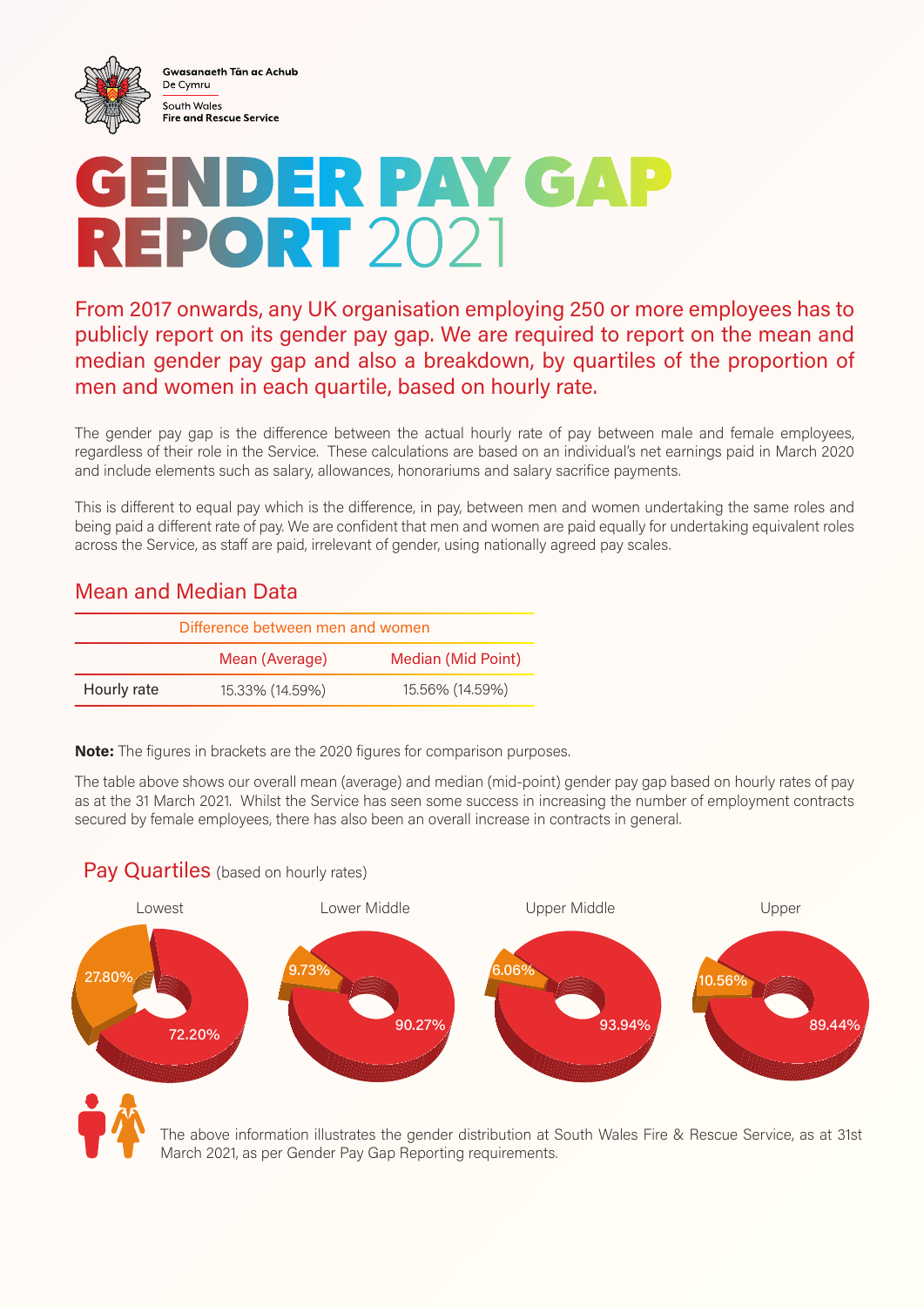Gwasanaeth Tân ac Achub De Cymru

South Wales Fire and Rescue Service

# GENDER PAY GAP REPORT 2021

From 2017 onwards, any UK organisation employing 250 or more employees has to publicly report on its gender pay gap. We are required to report on the mean and median gender pay gap and also a breakdown, by quartiles of the proportion of men and women in each quartile, based on hourly rate.

The gender pay gap is the difference between the actual hourly rate of pay between male and female employees, regardless of their role in the Service. These calculations are based on an individual's net earnings paid in March 2020 and include elements such as salary, allowances, honorariums and salary sacrifice payments.

This is different to equal pay which is the difference, in pay, between men and women undertaking the same roles and being paid a different rate of pay. We are confident that men and women are paid equally for undertaking equivalent roles across the Service, as staff are paid, irrelevant of gender, using nationally agreed pay scales.

## Mean and Median Data

| | Difference between men and women | |
|---|---|---|
| | Mean (Average) | Median (Mid Point) |
| Hourly rate | 15.33% (14.59%) | 15.56% (14.59%) |

**Note:** The figures in brackets are the 2020 figures for comparison purposes.

The table above shows our overall mean (average) and median (mid-point) gender pay gap based on hourly rates of pay as at the 31 March 2021. Whilst the Service has seen some success in increasing the number of employment contracts secured by female employees, there has also been an overall increase in contracts in general.

## Pay Quartiles (based on hourly rates)

Lowest
27.80%
72.20%

Lower Middle
9.73%
90.27%

Upper Middle
6.06%
93.94%

Upper
10.56%
89.44%

The above information illustrates the gender distribution at South Wales Fire & Rescue Service, as at 31st March 2021, as per Gender Pay Gap Reporting requirements.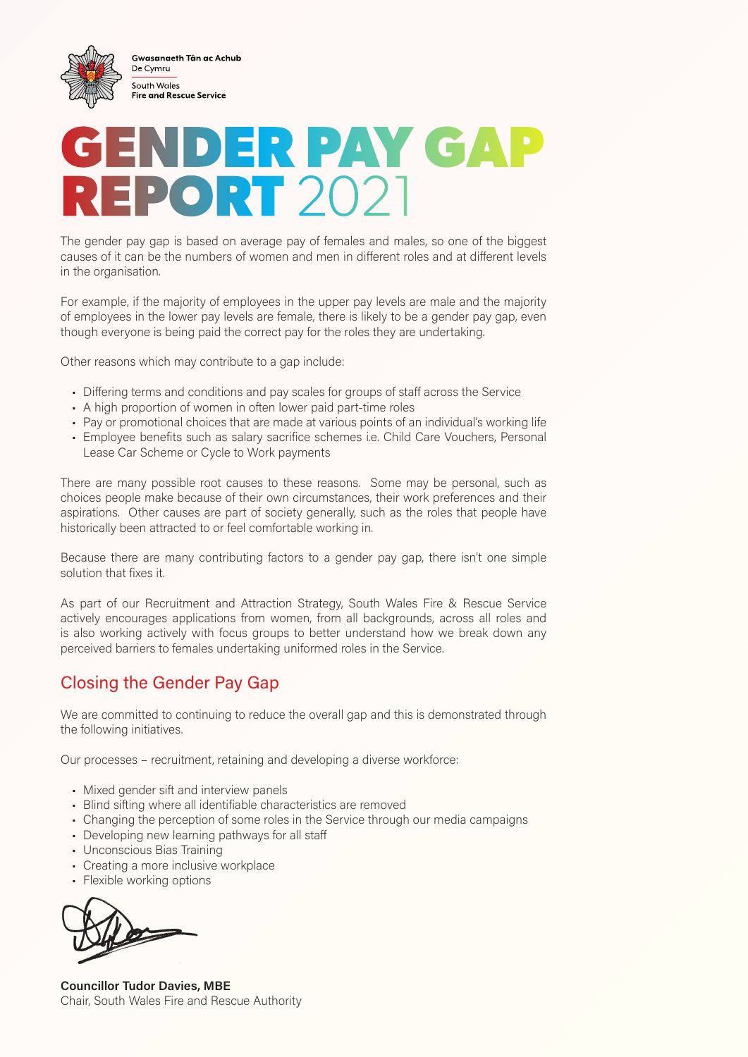Gwasanaeth Tân ac Achub De Cymru

South Wales Fire and Rescue Service

# GENDER PAY GAP REPORT 2021

The gender pay gap is based on average pay of females and males, so one of the biggest causes of it can be the numbers of women and men in different roles and at different levels in the organisation.

For example, if the majority of employees in the upper pay levels are male and the majority of employees in the lower pay levels are female, there is likely to be a gender pay gap, even though everyone is being paid the correct pay for the roles they are undertaking.

Other reasons which may contribute to a gap include:

- Differing terms and conditions and pay scales for groups of staff across the Service
- A high proportion of women in often lower paid part-time roles
- Pay or promotional choices that are made at various points of an individual's working life
- Employee benefits such as salary sacrifice schemes i.e. Child Care Vouchers, Personal Lease Car Scheme or Cycle to Work payments

There are many possible root causes to these reasons. Some may be personal, such as choices people make because of their own circumstances, their work preferences and their aspirations. Other causes are part of society generally, such as the roles that people have historically been attracted to or feel comfortable working in.

Because there are many contributing factors to a gender pay gap, there isn't one simple solution that fixes it.

As part of our Recruitment and Attraction Strategy, South Wales Fire & Rescue Service actively encourages applications from women, from all backgrounds, across all roles and is also working actively with focus groups to better understand how we break down any perceived barriers to females undertaking uniformed roles in the Service.

## Closing the Gender Pay Gap

We are committed to continuing to reduce the overall gap and this is demonstrated through the following initiatives.

Our processes – recruitment, retaining and developing a diverse workforce:

- Mixed gender sift and interview panels
- Blind sifting where all identifiable characteristics are removed
- Changing the perception of some roles in the Service through our media campaigns
- Developing new learning pathways for all staff
- Unconscious Bias Training
- Creating a more inclusive workplace
- Flexible working options

**Councillor Tudor Davies, MBE**
Chair, South Wales Fire and Rescue Authority